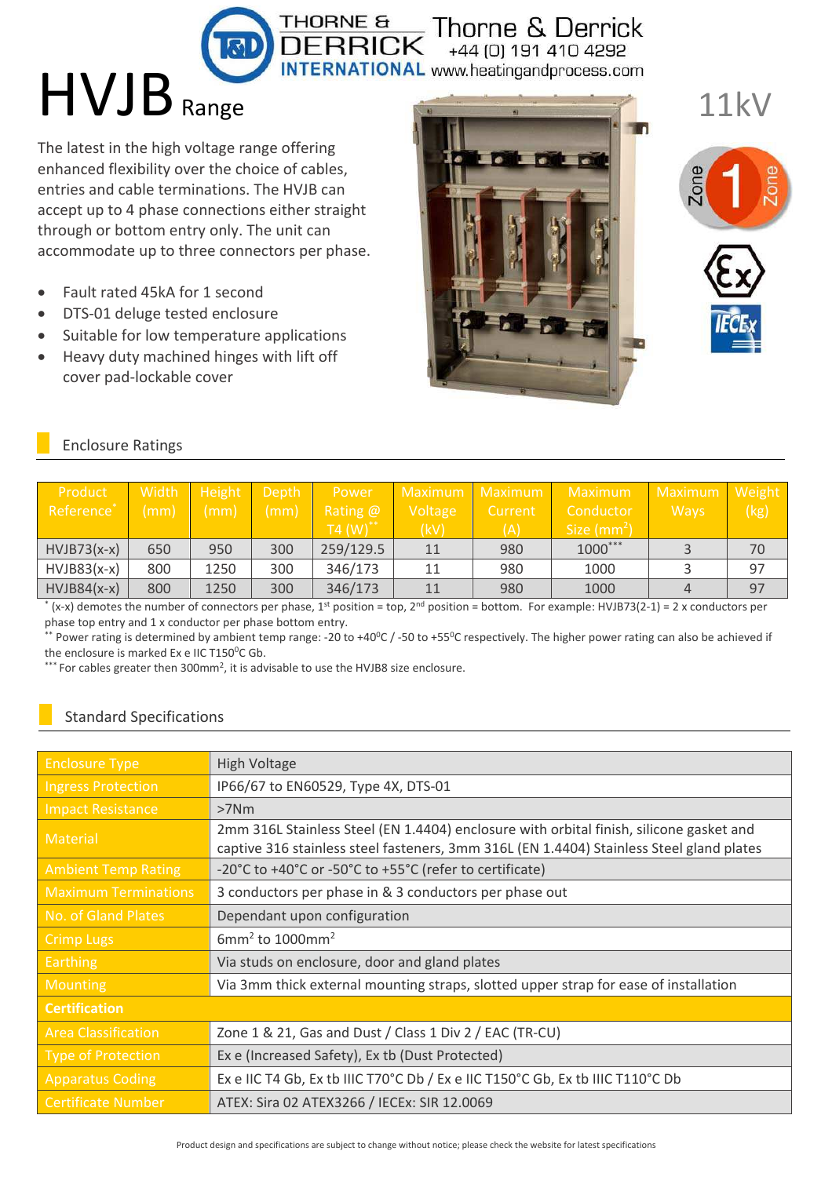Thorne & Derrick
+44 (0) 191 410 4292
www.heatingandprocess.com

# HVJB Range

11kV

The latest in the high voltage range offering enhanced flexibility over the choice of cables, entries and cable terminations. The HVJB can accept up to 4 phase connections either straight through or bottom entry only. The unit can accommodate up to three connectors per phase.

- Fault rated 45kA for 1 second
- DTS-01 deluge tested enclosure
- Suitable for low temperature applications
- Heavy duty machined hinges with lift off cover pad-lockable cover

## Enclosure Ratings

| Product Reference* | Width (mm) | Height (mm) | Depth (mm) | Power Rating @ T4 (W)** | Maximum Voltage (kV) | Maximum Current (A) | Maximum Conductor Size ($mm^2$) | Maximum Ways | Weight (kg) |
|---|---|---|---|---|---|---|---|---|---|
| HVJB73(x-x) | 650 | 950 | 300 | 259/129.5 | 11 | 980 | 1000*** | 3 | 70 |
| HVJB83(x-x) | 800 | 1250 | 300 | 346/173 | 11 | 980 | 1000 | 3 | 97 |
| HVJB84(x-x) | 800 | 1250 | 300 | 346/173 | 11 | 980 | 1000 | 4 | 97 |

* (x-x) denotes the number of connectors per phase, 1st position = top, 2nd position = bottom. For example: HVJB73(2-1) = 2 x conductors per phase top entry and 1 x conductor per phase bottom entry.

** Power rating is determined by ambient temp range: -20 to +40°C / -50 to +55°C respectively. The higher power rating can also be achieved if the enclosure is marked Ex e IIC T150°C Gb.

*** For cables greater then 300$mm^2$, it is advisable to use the HVJB8 size enclosure.

## Standard Specifications

| | |
|---|---|
| Enclosure Type | High Voltage |
| Ingress Protection | IP66/67 to EN60529, Type 4X, DTS-01 |
| Impact Resistance | >7Nm |
| Material | 2mm 316L Stainless Steel (EN 1.4404) enclosure with orbital finish, silicone gasket and captive 316 stainless steel fasteners, 3mm 316L (EN 1.4404) Stainless Steel gland plates |
| Ambient Temp Rating | -20°C to +40°C or -50°C to +55°C (refer to certificate) |
| Maximum Terminations | 3 conductors per phase in & 3 conductors per phase out |
| No. of Gland Plates | Dependant upon configuration |
| Crimp Lugs | 6$mm^2$ to 1000$mm^2$ |
| Earthing | Via studs on enclosure, door and gland plates |
| Mounting | Via 3mm thick external mounting straps, slotted upper strap for ease of installation |
| **Certification** | |
| Area Classification | Zone 1 & 21, Gas and Dust / Class 1 Div 2 / EAC (TR-CU) |
| Type of Protection | Ex e (Increased Safety), Ex tb (Dust Protected) |
| Apparatus Coding | Ex e IIC T4 Gb, Ex tb IIIC T70°C Db / Ex e IIC T150°C Gb, Ex tb IIIC T110°C Db |
| Certificate Number | ATEX: Sira 02 ATEX3266 / IECEx: SIR 12.0069 |

Product design and specifications are subject to change without notice; please check the website for latest specifications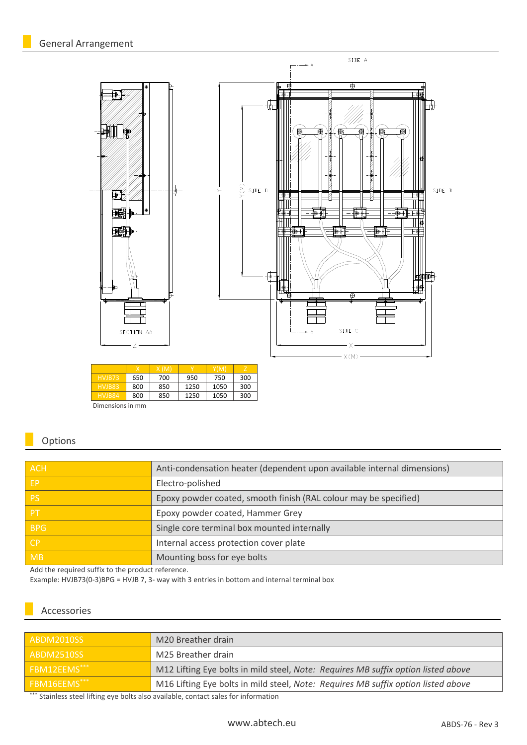## General Arrangement

|  | X | X (M) | Y | Y(M) | Z |
|---|---|---|---|---|---|
| HVJB73 | 650 | 700 | 950 | 750 | 300 |
| HVJB83 | 800 | 850 | 1250 | 1050 | 300 |
| HVJB84 | 800 | 850 | 1250 | 1050 | 300 |

Dimensions in mm

## Options

| | |
|---|---|
| ACH | Anti-condensation heater (dependent upon available internal dimensions) |
| EP | Electro-polished |
| PS | Epoxy powder coated, smooth finish (RAL colour may be specified) |
| PT | Epoxy powder coated, Hammer Grey |
| BPG | Single core terminal box mounted internally |
| CP | Internal access protection cover plate |
| MB | Mounting boss for eye bolts |

Add the required suffix to the product reference.

Example: HVJB73(0-3)BPG = HVJB 7, 3- way with 3 entries in bottom and internal terminal box

## Accessories

| | |
|---|---|
| ABDM2010SS | M20 Breather drain |
| ABDM2510SS | M25 Breather drain |
| FBM12EEMS*** | M12 Lifting Eye bolts in mild steel, *Note: Requires MB suffix option listed above* |
| FBM16EEMS*** | M16 Lifting Eye bolts in mild steel, *Note: Requires MB suffix option listed above* |

*** Stainless steel lifting eye bolts also available, contact sales for information

www.abtech.eu

ABDS-76 - Rev 3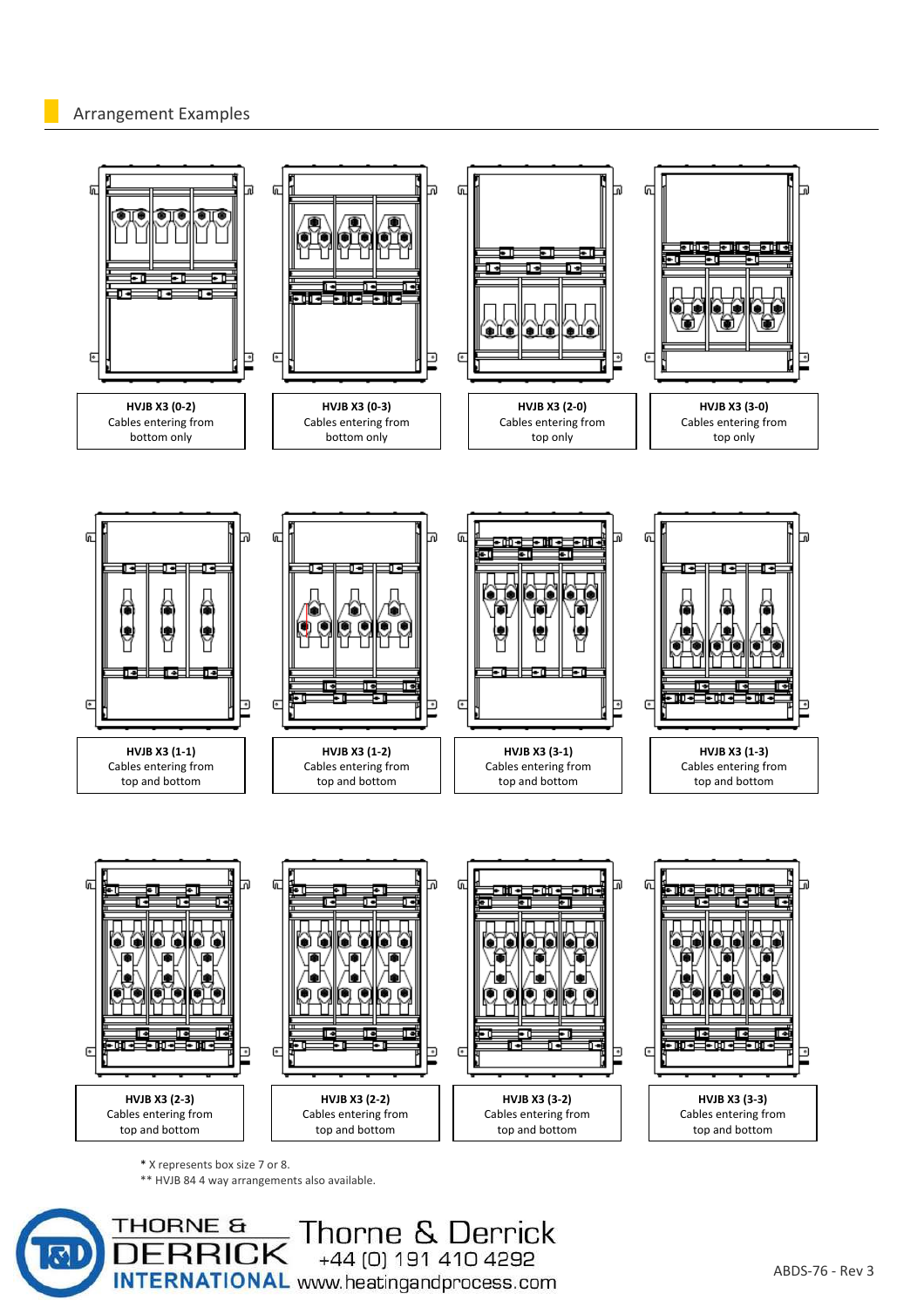## Arrangement Examples

**HVJB X3 (0-2)**
Cables entering from bottom only

**HVJB X3 (0-3)**
Cables entering from bottom only

**HVJB X3 (2-0)**
Cables entering from top only

**HVJB X3 (3-0)**
Cables entering from top only

**HVJB X3 (1-1)**
Cables entering from top and bottom

**HVJB X3 (1-2)**
Cables entering from top and bottom

**HVJB X3 (3-1)**
Cables entering from top and bottom

**HVJB X3 (1-3)**
Cables entering from top and bottom

**HVJB X3 (2-3)**
Cables entering from top and bottom

**HVJB X3 (2-2)**
Cables entering from top and bottom

**HVJB X3 (3-2)**
Cables entering from top and bottom

**HVJB X3 (3-3)**
Cables entering from top and bottom

* X represents box size 7 or 8.
** HVJB 84 4 way arrangements also available.

THORNE & DERRICK INTERNATIONAL

Thorne & Derrick
+44 (0) 191 410 4292
www.heatingandprocess.com

ABDS-76 - Rev 3